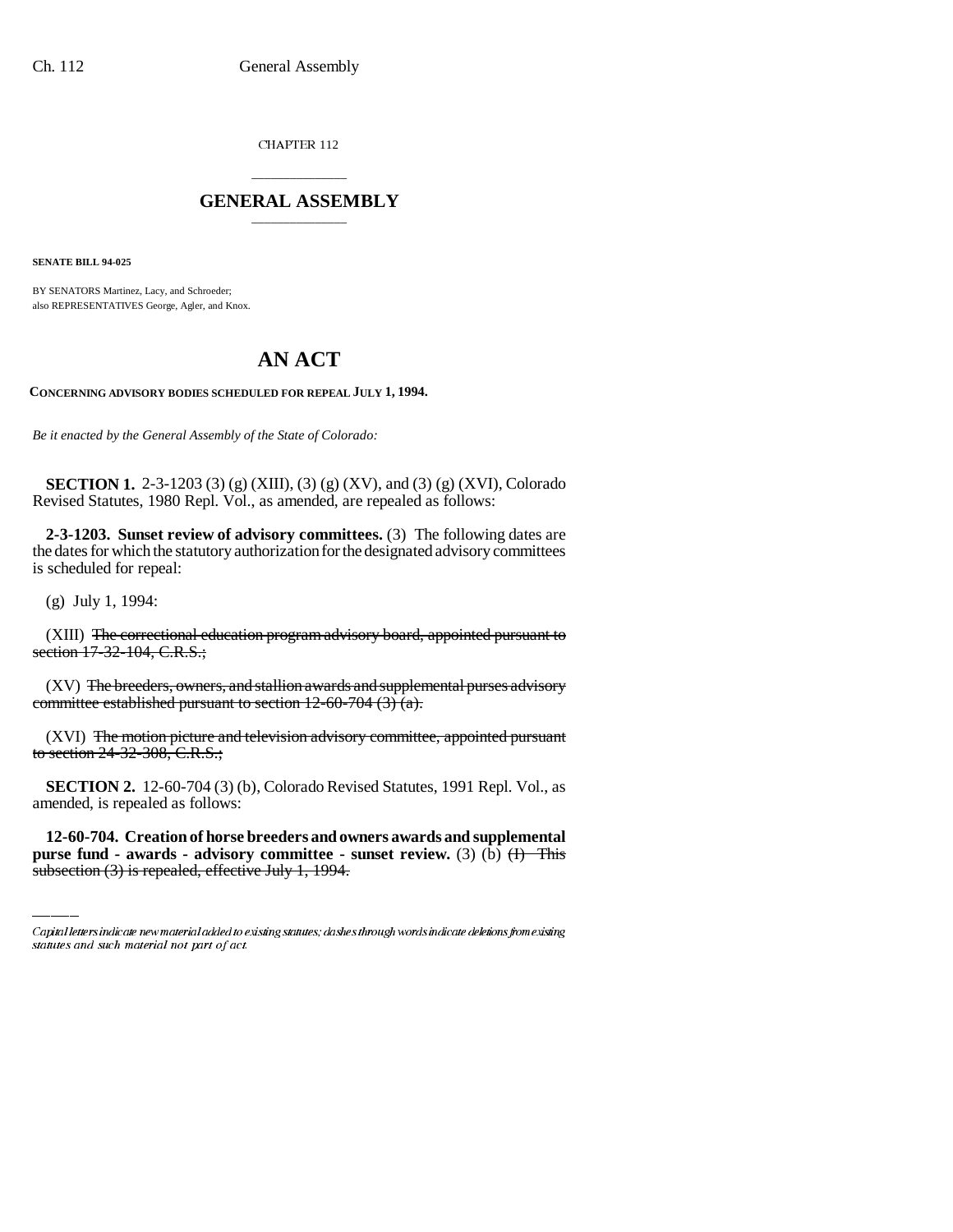CHAPTER 112

# GENERAL ASSEMBLY

**SENATE BILL 94-025**

BY SENATORS Martinez, Lacy, and Schroeder;
also REPRESENTATIVES George, Agler, and Knox.

# AN ACT

**CONCERNING ADVISORY BODIES SCHEDULED FOR REPEAL JULY 1, 1994.**

*Be it enacted by the General Assembly of the State of Colorado:*

**SECTION 1.** 2-3-1203 (3) (g) (XIII), (3) (g) (XV), and (3) (g) (XVI), Colorado Revised Statutes, 1980 Repl. Vol., as amended, are repealed as follows:

**2-3-1203. Sunset review of advisory committees.** (3) The following dates are the dates for which the statutory authorization for the designated advisory committees is scheduled for repeal:

(g) July 1, 1994:

(XIII) ~~The correctional education program advisory board, appointed pursuant to section 17-32-104, C.R.S.;~~

(XV) ~~The breeders, owners, and stallion awards and supplemental purses advisory committee established pursuant to section 12-60-704 (3) (a).~~

(XVI) ~~The motion picture and television advisory committee, appointed pursuant to section 24-32-308, C.R.S.;~~

**SECTION 2.** 12-60-704 (3) (b), Colorado Revised Statutes, 1991 Repl. Vol., as amended, is repealed as follows:

**12-60-704. Creation of horse breeders and owners awards and supplemental purse fund - awards - advisory committee - sunset review.** (3) (b) ~~(I) This subsection (3) is repealed, effective July 1, 1994.~~

Capital letters indicate new material added to existing statutes; dashes through words indicate deletions from existing statutes and such material not part of act.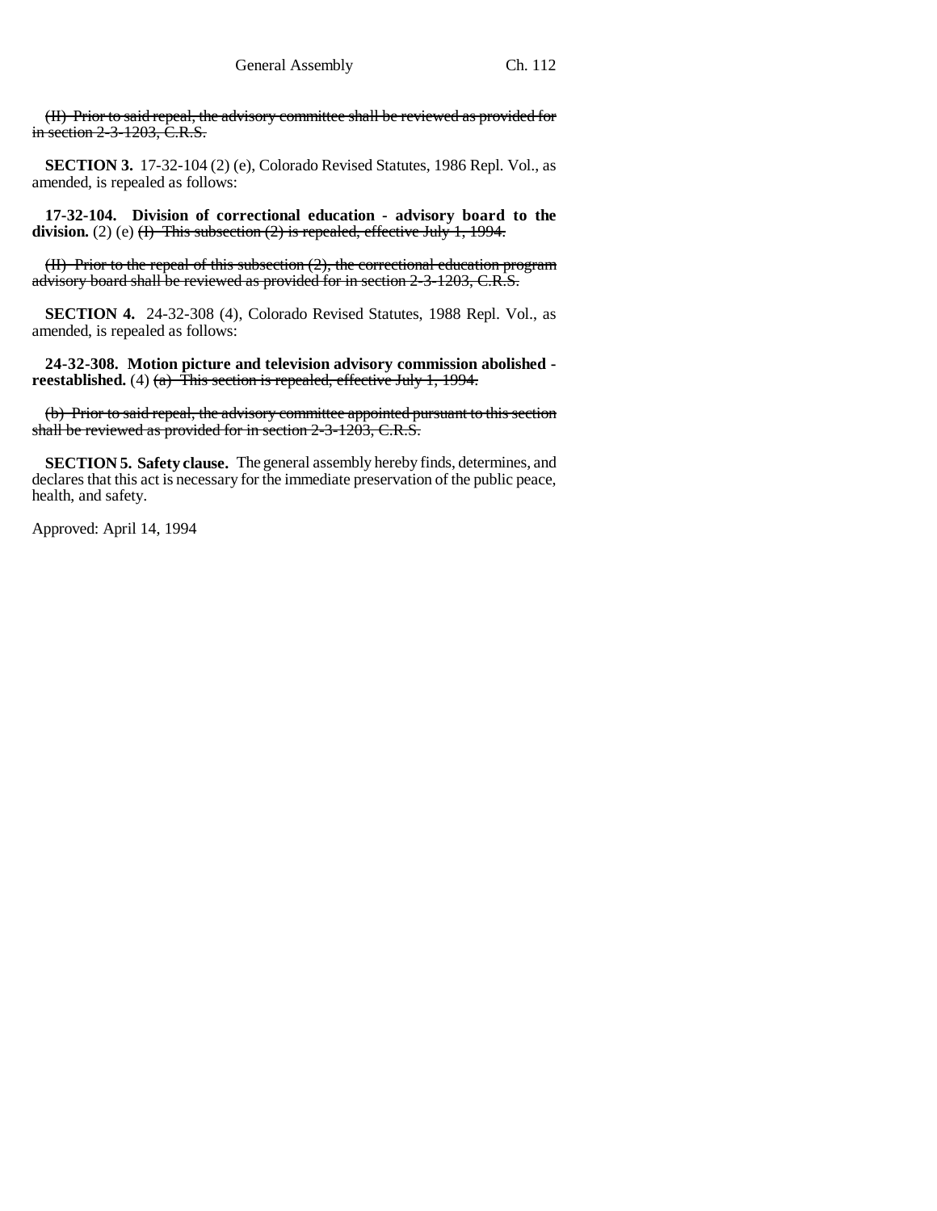~~(II) Prior to said repeal, the advisory committee shall be reviewed as provided for in section 2-3-1203, C.R.S.~~

**SECTION 3.** 17-32-104 (2) (e), Colorado Revised Statutes, 1986 Repl. Vol., as amended, is repealed as follows:

**17-32-104. Division of correctional education - advisory board to the division.** (2) (e) ~~(I) This subsection (2) is repealed, effective July 1, 1994.~~

~~(II) Prior to the repeal of this subsection (2), the correctional education program advisory board shall be reviewed as provided for in section 2-3-1203, C.R.S.~~

**SECTION 4.** 24-32-308 (4), Colorado Revised Statutes, 1988 Repl. Vol., as amended, is repealed as follows:

**24-32-308. Motion picture and television advisory commission abolished - reestablished.** (4) ~~(a) This section is repealed, effective July 1, 1994.~~

~~(b) Prior to said repeal, the advisory committee appointed pursuant to this section shall be reviewed as provided for in section 2-3-1203, C.R.S.~~

**SECTION 5. Safety clause.** The general assembly hereby finds, determines, and declares that this act is necessary for the immediate preservation of the public peace, health, and safety.

Approved: April 14, 1994